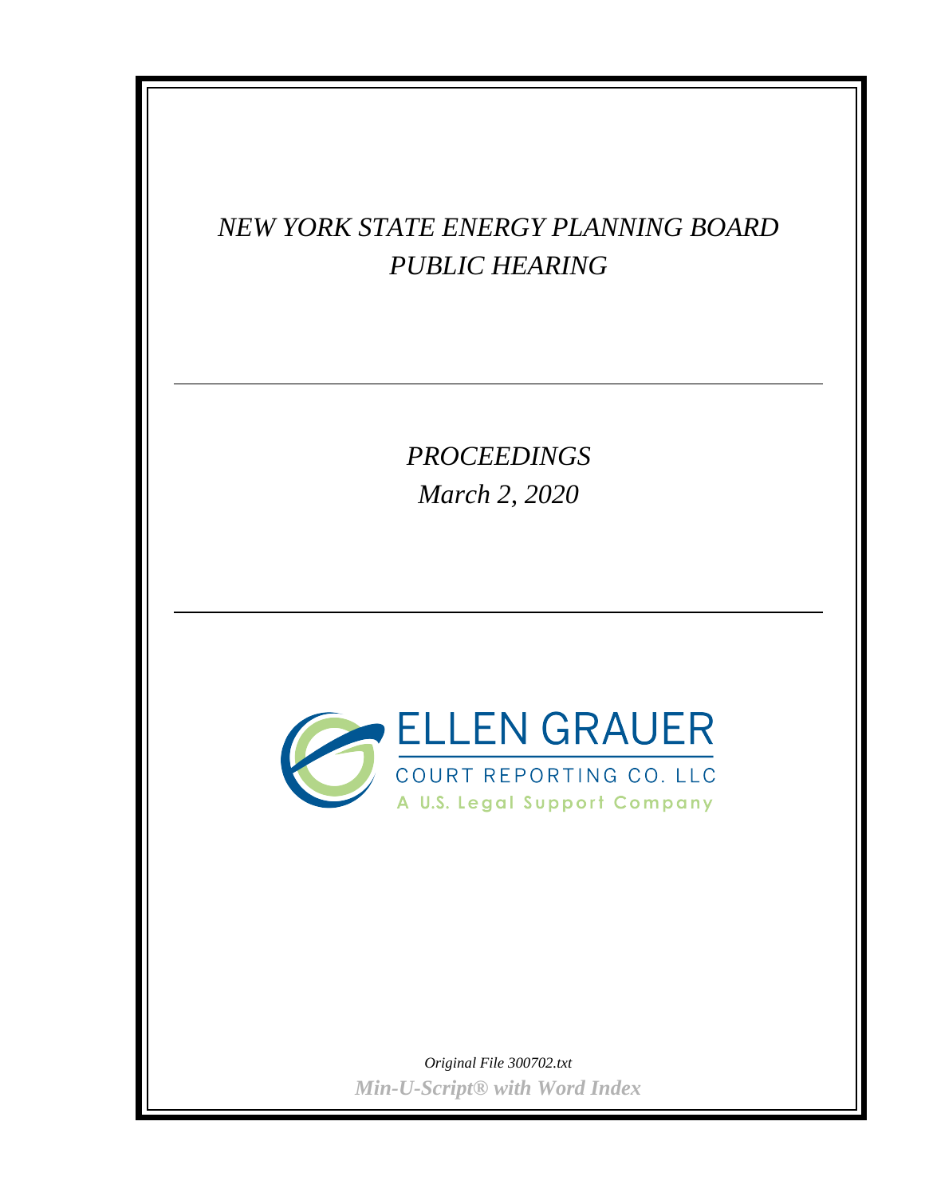# *NEW YORK STATE ENERGY PLANNING BOARD*
# *PUBLIC HEARING*

---

## *PROCEEDINGS*
## *March 2, 2020*

---

ELLEN GRAUER

COURT REPORTING CO. LLC

A U.S. Legal Support Company

*Original File 300702.txt*

***Min-U-Script® with Word Index***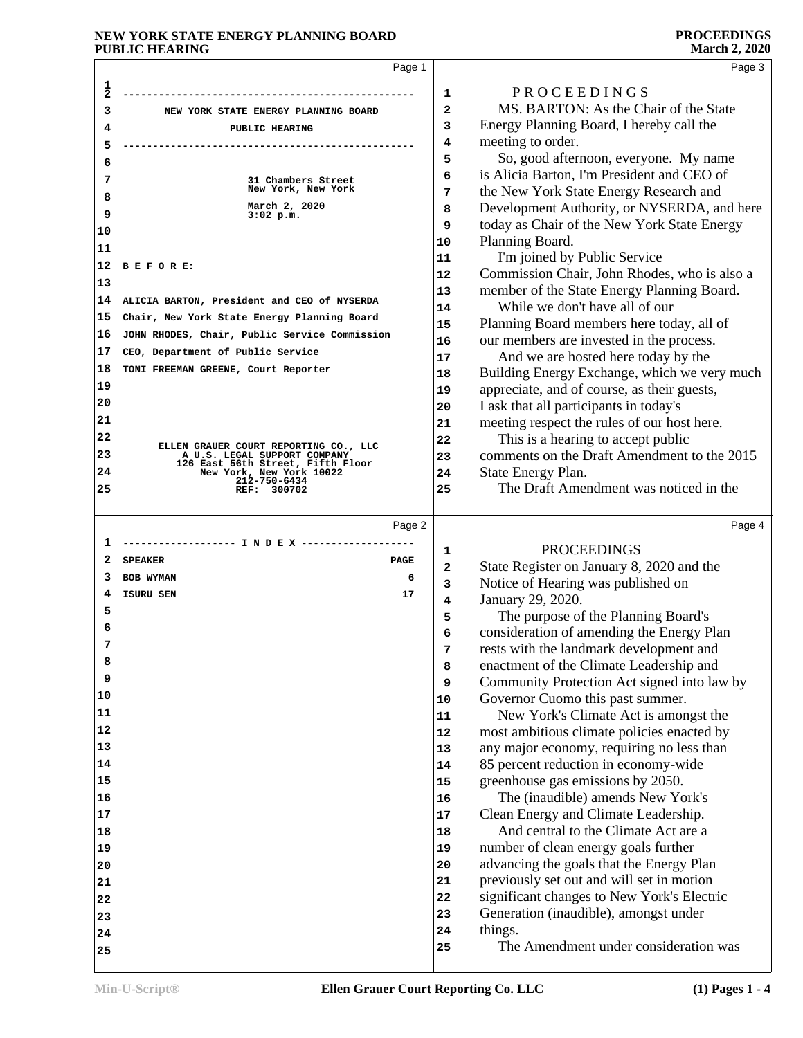# NEW YORK STATE ENERGY PLANNING BOARD

# PUBLIC HEARING

31 Chambers Street
New York, New York

March 2, 2020
3:02 p.m.

B E F O R E:

ALICIA BARTON, President and CEO of NYSERDA
Chair, New York State Energy Planning Board
JOHN RHODES, Chair, Public Service Commission
CEO, Department of Public Service
TONI FREEMAN GREENE, Court Reporter

ELLEN GRAUER COURT REPORTING CO., LLC
A U.S. LEGAL SUPPORT COMPANY
126 East 56th Street, Fifth Floor
New York, New York 10022
212-750-6434
REF: 300702

---

## I N D E X

| SPEAKER | PAGE |
|---|---|
| BOB WYMAN | 6 |
| ISURU SEN | 17 |

---

## P R O C E E D I N G S

MS. BARTON: As the Chair of the State Energy Planning Board, I hereby call the meeting to order.

So, good afternoon, everyone. My name is Alicia Barton, I'm President and CEO of the New York State Energy Research and Development Authority, or NYSERDA, and here today as Chair of the New York State Energy Planning Board.

I'm joined by Public Service Commission Chair, John Rhodes, who is also a member of the State Energy Planning Board.

While we don't have all of our Planning Board members here today, all of our members are invested in the process.

And we are hosted here today by the Building Energy Exchange, which we very much appreciate, and of course, as their guests, I ask that all participants in today's meeting respect the rules of our host here.

This is a hearing to accept public comments on the Draft Amendment to the 2015 State Energy Plan.

The Draft Amendment was noticed in the State Register on January 8, 2020 and the Notice of Hearing was published on January 29, 2020.

The purpose of the Planning Board's consideration of amending the Energy Plan rests with the landmark development and enactment of the Climate Leadership and Community Protection Act signed into law by Governor Cuomo this past summer.

New York's Climate Act is amongst the most ambitious climate policies enacted by any major economy, requiring no less than 85 percent reduction in economy-wide greenhouse gas emissions by 2050.

The (inaudible) amends New York's Clean Energy and Climate Leadership.

And central to the Climate Act are a number of clean energy goals further advancing the goals that the Energy Plan previously set out and will set in motion significant changes to New York's Electric Generation (inaudible), amongst under things.

The Amendment under consideration was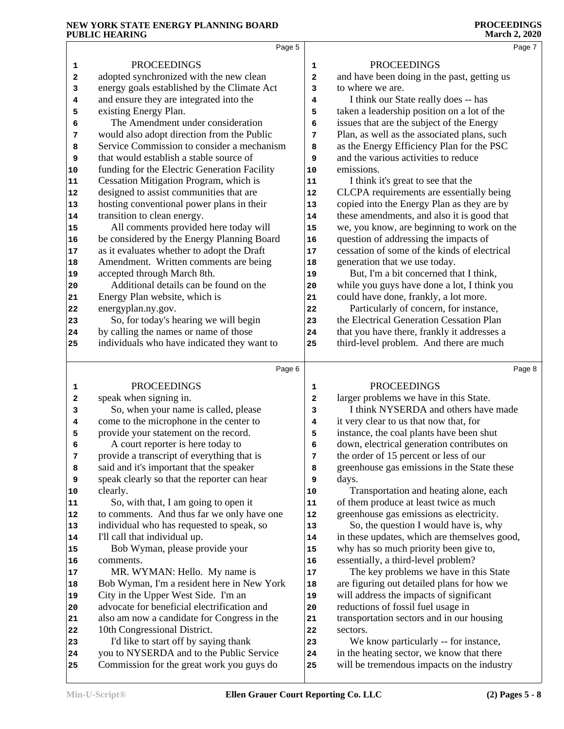PROCEEDINGS

adopted synchronized with the new clean energy goals established by the Climate Act and ensure they are integrated into the existing Energy Plan.

The Amendment under consideration would also adopt direction from the Public Service Commission to consider a mechanism that would establish a stable source of funding for the Electric Generation Facility Cessation Mitigation Program, which is designed to assist communities that are hosting conventional power plans in their transition to clean energy.

All comments provided here today will be considered by the Energy Planning Board as it evaluates whether to adopt the Draft Amendment. Written comments are being accepted through March 8th.

Additional details can be found on the Energy Plan website, which is energyplan.ny.gov.

So, for today's hearing we will begin by calling the names or name of those individuals who have indicated they want to speak when signing in.

So, when your name is called, please come to the microphone in the center to provide your statement on the record.

A court reporter is here today to provide a transcript of everything that is said and it's important that the speaker speak clearly so that the reporter can hear clearly.

So, with that, I am going to open it to comments. And thus far we only have one individual who has requested to speak, so I'll call that individual up.

Bob Wyman, please provide your comments.

MR. WYMAN: Hello. My name is Bob Wyman, I'm a resident here in New York City in the Upper West Side. I'm an advocate for beneficial electrification and also am now a candidate for Congress in the 10th Congressional District.

I'd like to start off by saying thank you to NYSERDA and to the Public Service Commission for the great work you guys do and have been doing in the past, getting us to where we are.

I think our State really does -- has taken a leadership position on a lot of the issues that are the subject of the Energy Plan, as well as the associated plans, such as the Energy Efficiency Plan for the PSC and the various activities to reduce emissions.

I think it's great to see that the CLCPA requirements are essentially being copied into the Energy Plan as they are by these amendments, and also it is good that we, you know, are beginning to work on the question of addressing the impacts of cessation of some of the kinds of electrical generation that we use today.

But, I'm a bit concerned that I think, while you guys have done a lot, I think you could have done, frankly, a lot more.

Particularly of concern, for instance, the Electrical Generation Cessation Plan that you have there, frankly it addresses a third-level problem. And there are much larger problems we have in this State.

I think NYSERDA and others have made it very clear to us that now that, for instance, the coal plants have been shut down, electrical generation contributes on the order of 15 percent or less of our greenhouse gas emissions in the State these days.

Transportation and heating alone, each of them produce at least twice as much greenhouse gas emissions as electricity.

So, the question I would have is, why in these updates, which are themselves good, why has so much priority been give to, essentially, a third-level problem?

The key problems we have in this State are figuring out detailed plans for how we will address the impacts of significant reductions of fossil fuel usage in transportation sectors and in our housing sectors.

We know particularly -- for instance, in the heating sector, we know that there will be tremendous impacts on the industry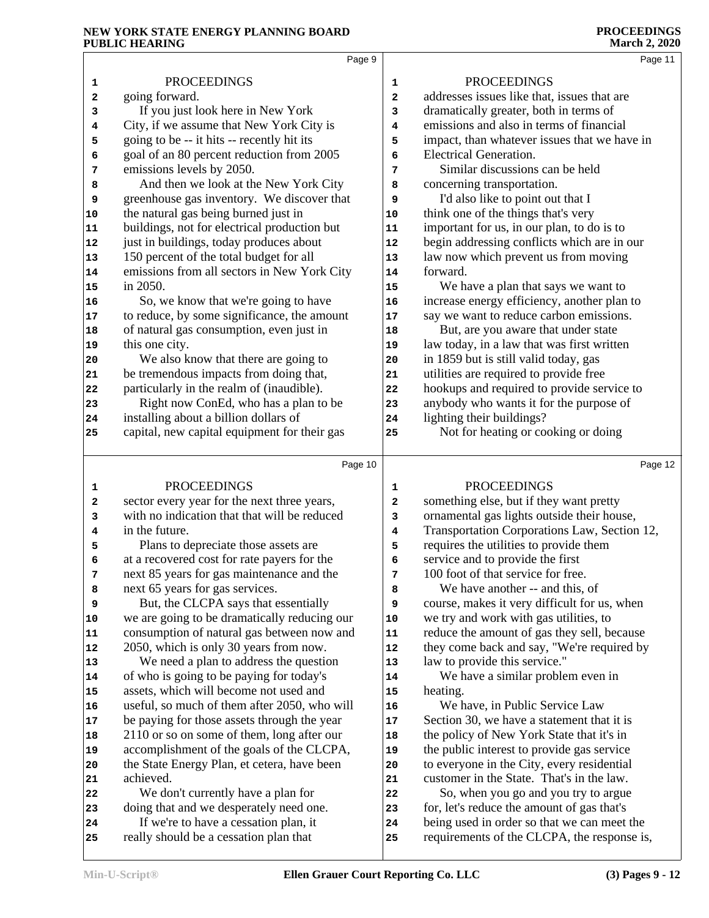PROCEEDINGS

going forward.

If you just look here in New York City, if we assume that New York City is going to be -- it hits -- recently hit its goal of an 80 percent reduction from 2005 emissions levels by 2050.

And then we look at the New York City greenhouse gas inventory. We discover that the natural gas being burned just in buildings, not for electrical production but just in buildings, today produces about 150 percent of the total budget for all emissions from all sectors in New York City in 2050.

So, we know that we're going to have to reduce, by some significance, the amount of natural gas consumption, even just in this one city.

We also know that there are going to be tremendous impacts from doing that, particularly in the realm of (inaudible).

Right now ConEd, who has a plan to be installing about a billion dollars of capital, new capital equipment for their gas sector every year for the next three years, with no indication that that will be reduced in the future.

Plans to depreciate those assets are at a recovered cost for rate payers for the next 85 years for gas maintenance and the next 65 years for gas services.

But, the CLCPA says that essentially we are going to be dramatically reducing our consumption of natural gas between now and 2050, which is only 30 years from now.

We need a plan to address the question of who is going to be paying for today's assets, which will become not used and useful, so much of them after 2050, who will be paying for those assets through the year 2110 or so on some of them, long after our accomplishment of the goals of the CLCPA, the State Energy Plan, et cetera, have been achieved.

We don't currently have a plan for doing that and we desperately need one.

If we're to have a cessation plan, it really should be a cessation plan that addresses issues like that, issues that are dramatically greater, both in terms of emissions and also in terms of financial impact, than whatever issues that we have in Electrical Generation.

Similar discussions can be held concerning transportation.

I'd also like to point out that I think one of the things that's very important for us, in our plan, to do is to begin addressing conflicts which are in our law now which prevent us from moving forward.

We have a plan that says we want to increase energy efficiency, another plan to say we want to reduce carbon emissions.

But, are you aware that under state law today, in a law that was first written in 1859 but is still valid today, gas utilities are required to provide free hookups and required to provide service to anybody who wants it for the purpose of lighting their buildings?

Not for heating or cooking or doing something else, but if they want pretty ornamental gas lights outside their house, Transportation Corporations Law, Section 12, requires the utilities to provide them service and to provide the first 100 foot of that service for free.

We have another -- and this, of course, makes it very difficult for us, when we try and work with gas utilities, to reduce the amount of gas they sell, because they come back and say, "We're required by law to provide this service."

We have a similar problem even in heating.

We have, in Public Service Law Section 30, we have a statement that it is the policy of New York State that it's in the public interest to provide gas service to everyone in the City, every residential customer in the State. That's in the law.

So, when you go and you try to argue for, let's reduce the amount of gas that's being used in order so that we can meet the requirements of the CLCPA, the response is,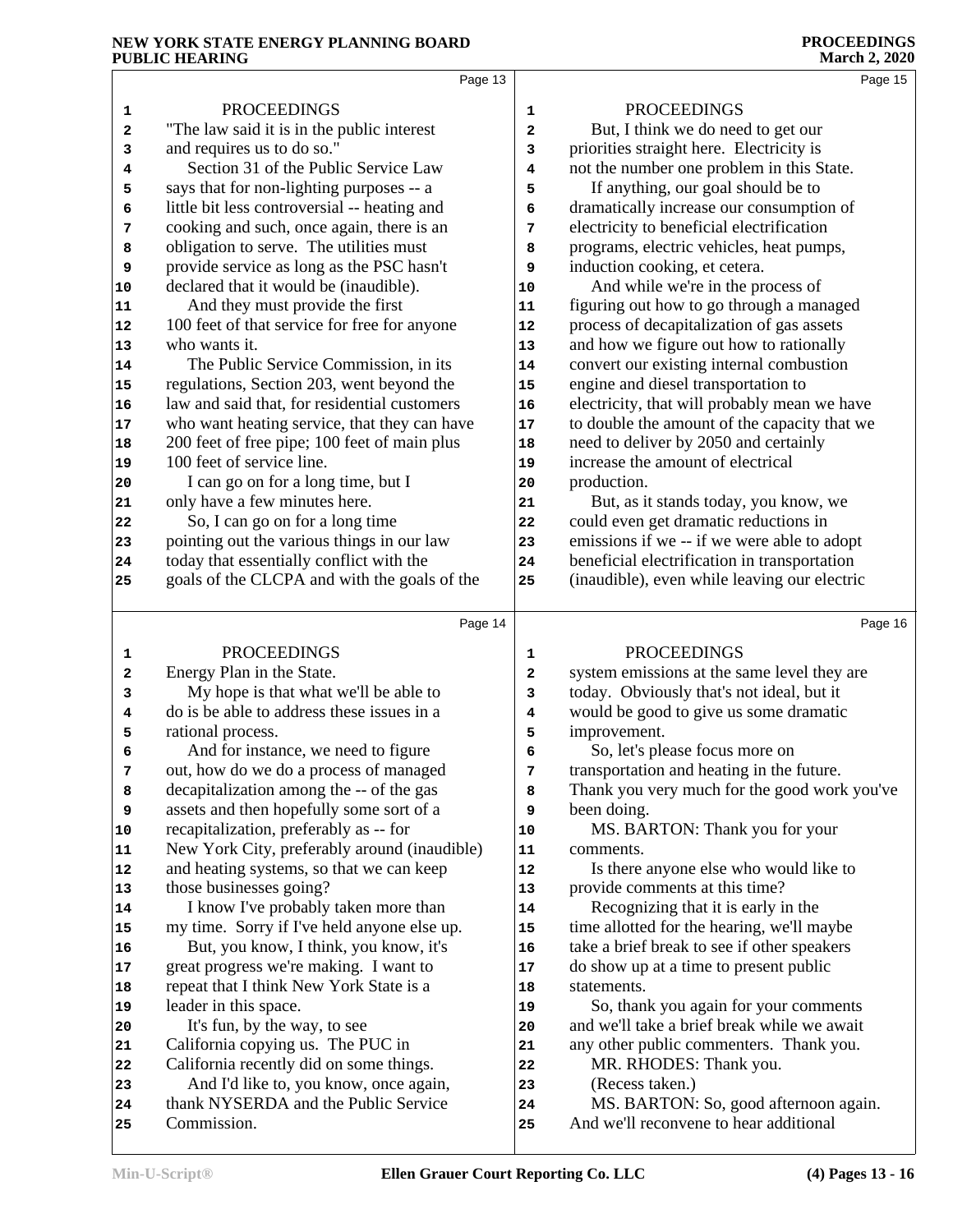PROCEEDINGS

"The law said it is in the public interest and requires us to do so."

Section 31 of the Public Service Law says that for non-lighting purposes -- a little bit less controversial -- heating and cooking and such, once again, there is an obligation to serve. The utilities must provide service as long as the PSC hasn't declared that it would be (inaudible).

And they must provide the first 100 feet of that service for free for anyone who wants it.

The Public Service Commission, in its regulations, Section 203, went beyond the law and said that, for residential customers who want heating service, that they can have 200 feet of free pipe; 100 feet of main plus 100 feet of service line.

I can go on for a long time, but I only have a few minutes here.

So, I can go on for a long time pointing out the various things in our law today that essentially conflict with the goals of the CLCPA and with the goals of the Energy Plan in the State.

My hope is that what we'll be able to do is be able to address these issues in a rational process.

And for instance, we need to figure out, how do we do a process of managed decapitalization among the -- of the gas assets and then hopefully some sort of a recapitalization, preferably as -- for New York City, preferably around (inaudible) and heating systems, so that we can keep those businesses going?

I know I've probably taken more than my time. Sorry if I've held anyone else up.

But, you know, I think, you know, it's great progress we're making. I want to repeat that I think New York State is a leader in this space.

It's fun, by the way, to see California copying us. The PUC in California recently did on some things.

And I'd like to, you know, once again, thank NYSERDA and the Public Service Commission.

But, I think we do need to get our priorities straight here. Electricity is not the number one problem in this State.

If anything, our goal should be to dramatically increase our consumption of electricity to beneficial electrification programs, electric vehicles, heat pumps, induction cooking, et cetera.

And while we're in the process of figuring out how to go through a managed process of decapitalization of gas assets and how we figure out how to rationally convert our existing internal combustion engine and diesel transportation to electricity, that will probably mean we have to double the amount of the capacity that we need to deliver by 2050 and certainly increase the amount of electrical production.

But, as it stands today, you know, we could even get dramatic reductions in emissions if we -- if we were able to adopt beneficial electrification in transportation (inaudible), even while leaving our electric system emissions at the same level they are today. Obviously that's not ideal, but it would be good to give us some dramatic improvement.

So, let's please focus more on transportation and heating in the future. Thank you very much for the good work you've been doing.

MS. BARTON: Thank you for your comments.

Is there anyone else who would like to provide comments at this time?

Recognizing that it is early in the time allotted for the hearing, we'll maybe take a brief break to see if other speakers do show up at a time to present public statements.

So, thank you again for your comments and we'll take a brief break while we await any other public commenters. Thank you.

MR. RHODES: Thank you.

(Recess taken.)

MS. BARTON: So, good afternoon again. And we'll reconvene to hear additional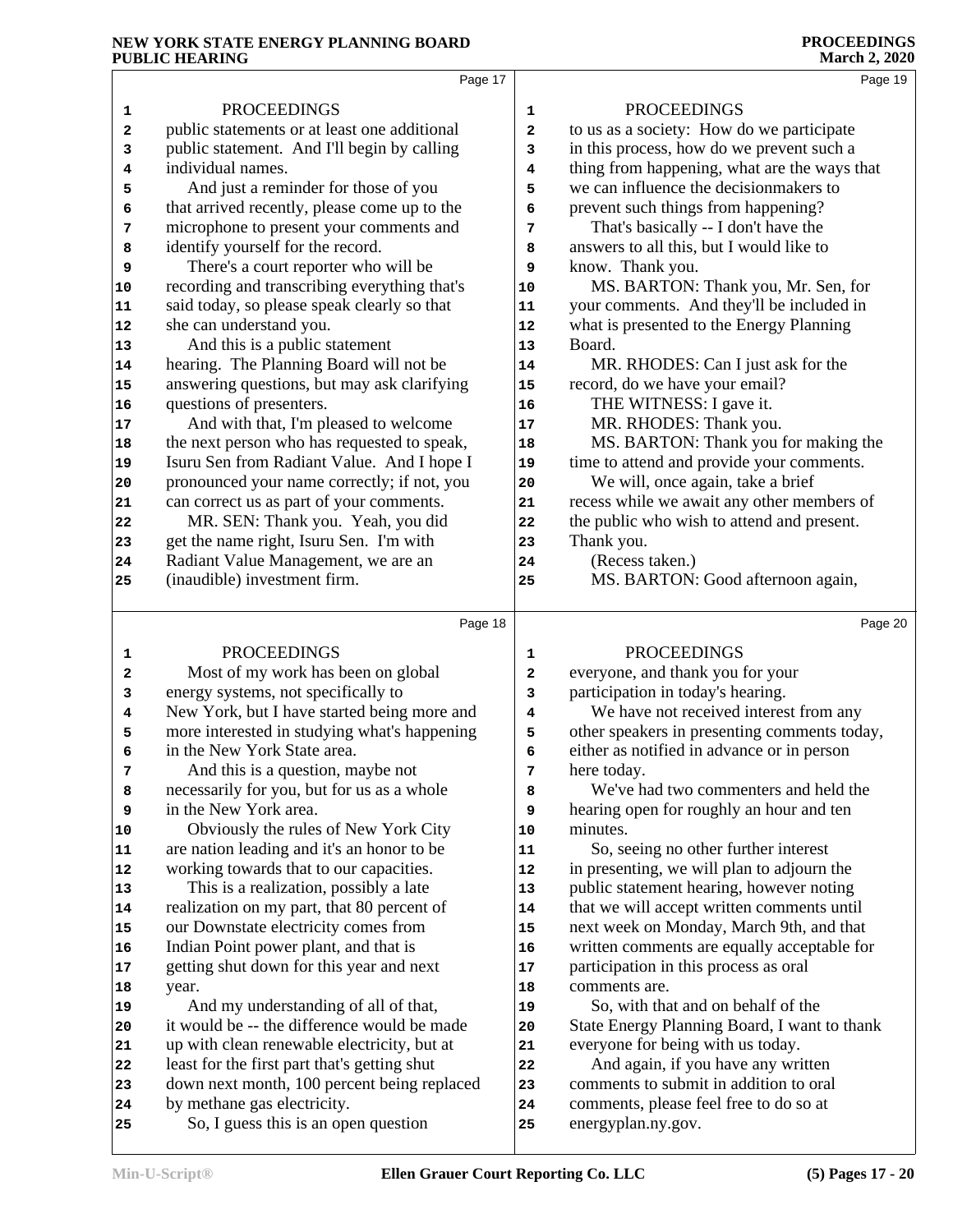PROCEEDINGS

public statements or at least one additional public statement. And I'll begin by calling individual names.

And just a reminder for those of you that arrived recently, please come up to the microphone to present your comments and identify yourself for the record.

There's a court reporter who will be recording and transcribing everything that's said today, so please speak clearly so that she can understand you.

And this is a public statement hearing. The Planning Board will not be answering questions, but may ask clarifying questions of presenters.

And with that, I'm pleased to welcome the next person who has requested to speak, Isuru Sen from Radiant Value. And I hope I pronounced your name correctly; if not, you can correct us as part of your comments.

MR. SEN: Thank you. Yeah, you did get the name right, Isuru Sen. I'm with Radiant Value Management, we are an (inaudible) investment firm.

PROCEEDINGS

Most of my work has been on global energy systems, not specifically to New York, but I have started being more and more interested in studying what's happening in the New York State area.

And this is a question, maybe not necessarily for you, but for us as a whole in the New York area.

Obviously the rules of New York City are nation leading and it's an honor to be working towards that to our capacities.

This is a realization, possibly a late realization on my part, that 80 percent of our Downstate electricity comes from Indian Point power plant, and that is getting shut down for this year and next year.

And my understanding of all of that, it would be -- the difference would be made up with clean renewable electricity, but at least for the first part that's getting shut down next month, 100 percent being replaced by methane gas electricity.

So, I guess this is an open question

PROCEEDINGS

to us as a society: How do we participate in this process, how do we prevent such a thing from happening, what are the ways that we can influence the decisionmakers to prevent such things from happening?

That's basically -- I don't have the answers to all this, but I would like to know. Thank you.

MS. BARTON: Thank you, Mr. Sen, for your comments. And they'll be included in what is presented to the Energy Planning Board.

MR. RHODES: Can I just ask for the record, do we have your email?

THE WITNESS: I gave it.

MR. RHODES: Thank you.

MS. BARTON: Thank you for making the time to attend and provide your comments.

We will, once again, take a brief recess while we await any other members of the public who wish to attend and present. Thank you.

(Recess taken.)

MS. BARTON: Good afternoon again,

PROCEEDINGS

everyone, and thank you for your participation in today's hearing.

We have not received interest from any other speakers in presenting comments today, either as notified in advance or in person here today.

We've had two commenters and held the hearing open for roughly an hour and ten minutes.

So, seeing no other further interest in presenting, we will plan to adjourn the public statement hearing, however noting that we will accept written comments until next week on Monday, March 9th, and that written comments are equally acceptable for participation in this process as oral comments are.

So, with that and on behalf of the State Energy Planning Board, I want to thank everyone for being with us today.

And again, if you have any written comments to submit in addition to oral comments, please feel free to do so at energyplan.ny.gov.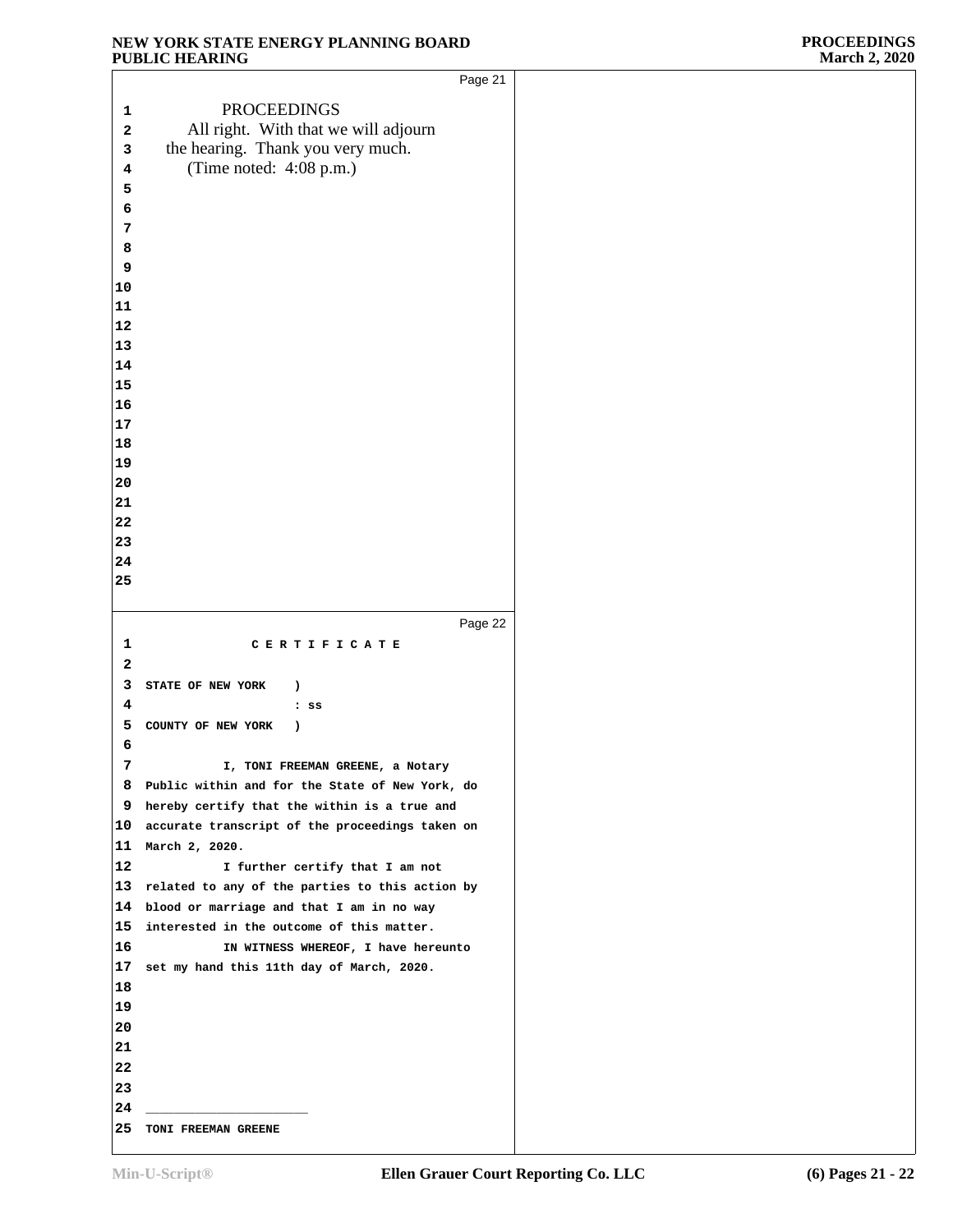PROCEEDINGS

All right. With that we will adjourn the hearing. Thank you very much.

(Time noted: 4:08 p.m.)

C E R T I F I C A T E

STATE OF NEW YORK )
: ss
COUNTY OF NEW YORK )

I, TONI FREEMAN GREENE, a Notary Public within and for the State of New York, do hereby certify that the within is a true and accurate transcript of the proceedings taken on March 2, 2020.

I further certify that I am not related to any of the parties to this action by blood or marriage and that I am in no way interested in the outcome of this matter.

IN WITNESS WHEREOF, I have hereunto set my hand this 11th day of March, 2020.

____________________

TONI FREEMAN GREENE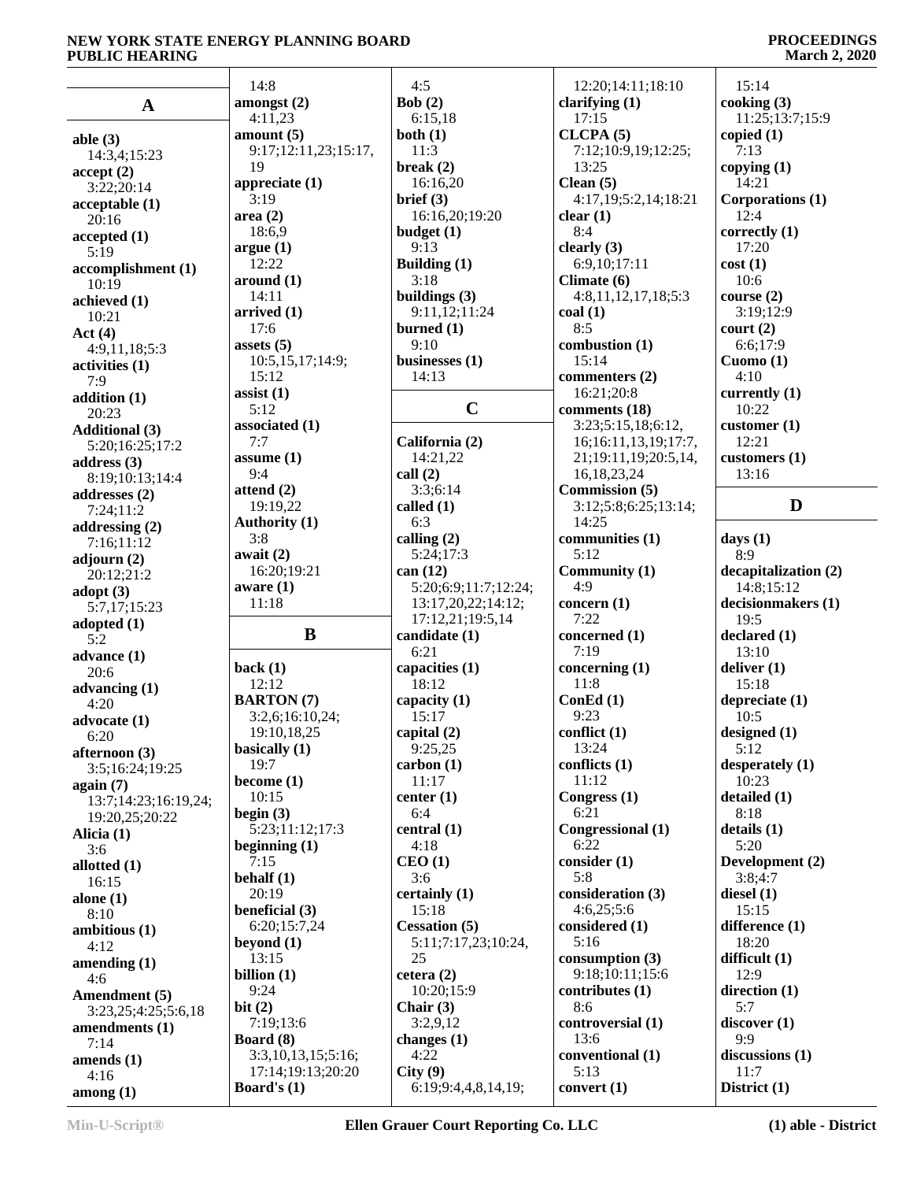## A

**able (3)**
14:3,4;15:23
**accept (2)**
3:22;20:14
**acceptable (1)**
20:16
**accepted (1)**
5:19
**accomplishment (1)**
10:19
**achieved (1)**
10:21
**Act (4)**
4:9,11,18;5:3
**activities (1)**
7:9
**addition (1)**
20:23
**Additional (3)**
5:20;16:25;17:2
**address (3)**
8:19;10:13;14:4
**addresses (2)**
7:24;11:2
**addressing (2)**
7:16;11:12
**adjourn (2)**
20:12;21:2
**adopt (3)**
5:7,17;15:23
**adopted (1)**
5:2
**advance (1)**
20:6
**advancing (1)**
4:20
**advocate (1)**
6:20
**afternoon (3)**
3:5;16:24;19:25
**again (7)**
13:7;14:23;16:19,24;19:20,25;20:22
**Alicia (1)**
3:6
**allotted (1)**
16:15
**alone (1)**
8:10
**ambitious (1)**
4:12
**amending (1)**
4:6
**Amendment (5)**
3:23,25;4:25;5:6,18
**amendments (1)**
7:14
**amends (1)**
4:16
**among (1)**
14:8
**amongst (2)**
4:11,23
**amount (5)**
9:17;12:11,23;15:17,19
**appreciate (1)**
3:19
**area (2)**
18:6,9
**argue (1)**
12:22
**around (1)**
14:11
**arrived (1)**
17:6
**assets (5)**
10:5,15,17;14:9;15:12
**assist (1)**
5:12
**associated (1)**
7:7
**assume (1)**
9:4
**attend (2)**
19:19,22
**Authority (1)**
3:8
**await (2)**
16:20;19:21
**aware (1)**
11:18

## B

**back (1)**
12:12
**BARTON (7)**
3:2,6;16:10,24;19:10,18,25
**basically (1)**
19:7
**become (1)**
10:15
**begin (3)**
5:23;11:12;17:3
**beginning (1)**
7:15
**behalf (1)**
20:19
**beneficial (3)**
6:20;15:7,24
**beyond (1)**
13:15
**billion (1)**
9:24
**bit (2)**
7:19;13:6
**Board (8)**
3:3,10,13,15;5:16;17:14;19:13;20:20
**Board's (1)**
4:5
**Bob (2)**
6:15,18
**both (1)**
11:3
**break (2)**
16:16,20
**brief (3)**
16:16,20;19:20
**budget (1)**
9:13
**Building (1)**
3:18
**buildings (3)**
9:11,12;11:24
**burned (1)**
9:10
**businesses (1)**
14:13

## C

**California (2)**
14:21,22
**call (2)**
3:3;6:14
**called (1)**
6:3
**calling (2)**
5:24;17:3
**can (12)**
5:20;6:9;11:7;12:24;13:17,20,22;14:12;17:12,21;19:5,14
**candidate (1)**
6:21
**capacities (1)**
18:12
**capacity (1)**
15:17
**capital (2)**
9:25,25
**carbon (1)**
11:17
**center (1)**
6:4
**central (1)**
4:18
**CEO (1)**
3:6
**certainly (1)**
15:18
**Cessation (5)**
5:11;7:17,23;10:24,25
**cetera (2)**
10:20;15:9
**Chair (3)**
3:2,9,12
**changes (1)**
4:22
**City (9)**
6:19;9:4,4,8,14,19;12:20;14:11;18:10
**clarifying (1)**
17:15
**CLCPA (5)**
7:12;10:9,19;12:25;13:25
**Clean (5)**
4:17,19;5:2,14;18:21
**clear (1)**
8:4
**clearly (3)**
6:9,10;17:11
**Climate (6)**
4:8,11,12,17,18;5:3
**coal (1)**
8:5
**combustion (1)**
15:14
**commenters (2)**
16:21;20:8
**comments (18)**
3:23;5:15,18;6:12,16;16:11,13,19;17:7,21;19:11,19;20:5,14,16,18,23,24
**Commission (5)**
3:12;5:8;6:25;13:14;14:25
**communities (1)**
5:12
**Community (1)**
4:9
**concern (1)**
7:22
**concerned (1)**
7:19
**concerning (1)**
11:8
**ConEd (1)**
9:23
**conflict (1)**
13:24
**conflicts (1)**
11:12
**Congress (1)**
6:21
**Congressional (1)**
6:22
**consider (1)**
5:8
**consideration (3)**
4:6,25;5:6
**considered (1)**
5:16
**consumption (3)**
9:18;10:11;15:6
**contributes (1)**
8:6
**controversial (1)**
13:6
**conventional (1)**
5:13
**convert (1)**
15:14
**cooking (3)**
11:25;13:7;15:9
**copied (1)**
7:13
**copying (1)**
14:21
**Corporations (1)**
12:4
**correctly (1)**
17:20
**cost (1)**
10:6
**course (2)**
3:19;12:9
**court (2)**
6:6;17:9
**Cuomo (1)**
4:10
**currently (1)**
10:22
**customer (1)**
12:21
**customers (1)**
13:16

## D

**days (1)**
8:9
**decapitalization (2)**
14:8;15:12
**decisionmakers (1)**
19:5
**declared (1)**
13:10
**deliver (1)**
15:18
**depreciate (1)**
10:5
**designed (1)**
5:12
**desperately (1)**
10:23
**detailed (1)**
8:18
**details (1)**
5:20
**Development (2)**
3:8;4:7
**diesel (1)**
15:15
**difference (1)**
18:20
**difficult (1)**
12:9
**direction (1)**
5:7
**discover (1)**
9:9
**discussions (1)**
11:7
**District (1)**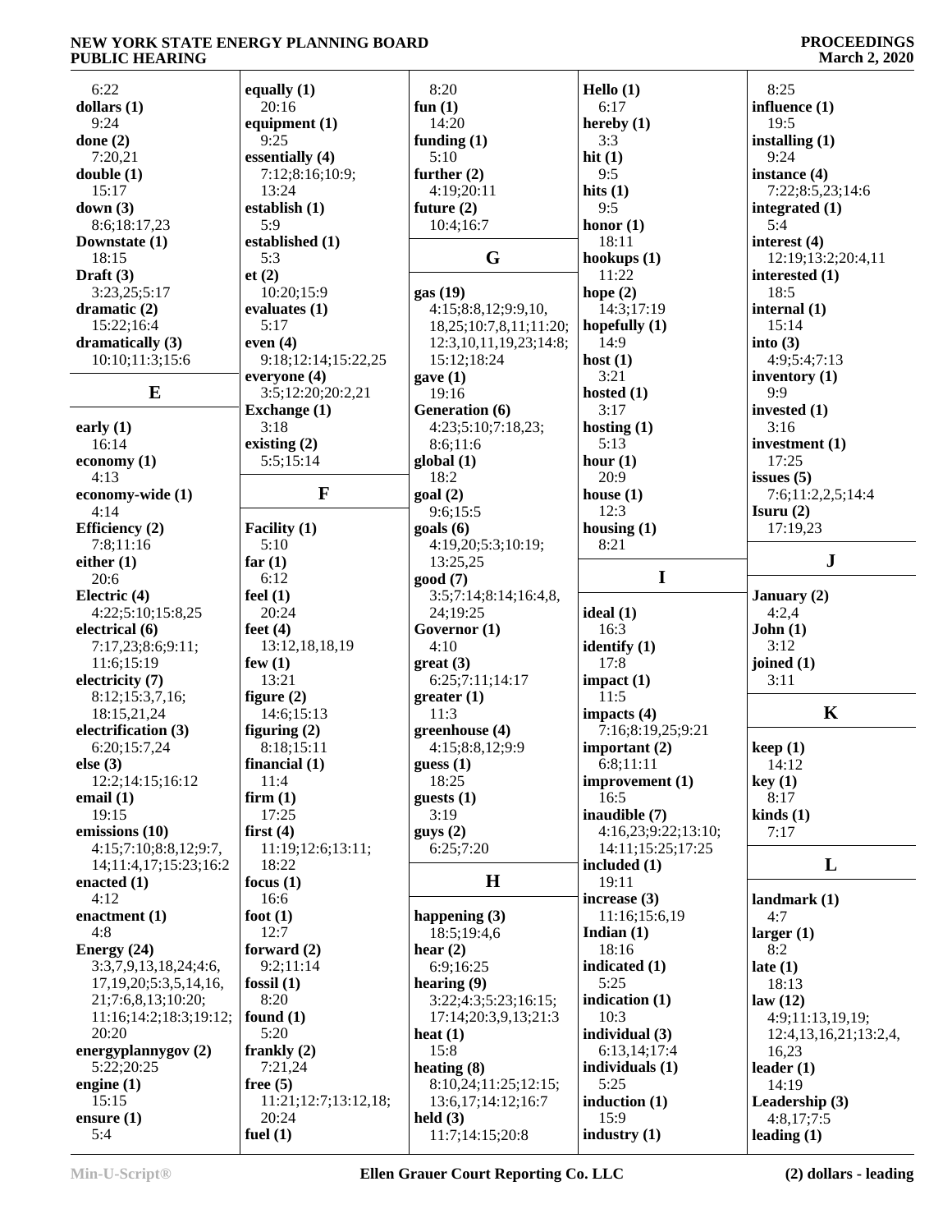6:22
**dollars (1)**
9:24
**done (2)**
7:20,21
**double (1)**
15:17
**down (3)**
8:6;18:17,23
**Downstate (1)**
18:15
**Draft (3)**
3:23,25;5:17
**dramatic (2)**
15:22;16:4
**dramatically (3)**
10:10;11:3;15:6

## E

**early (1)**
16:14
**economy (1)**
4:13
**economy-wide (1)**
4:14
**Efficiency (2)**
7:8;11:16
**either (1)**
20:6
**Electric (4)**
4:22;5:10;15:8,25
**electrical (6)**
7:17,23;8:6;9:11;
11:6;15:19
**electricity (7)**
8:12;15:3,7,16;
18:15,21,24
**electrification (3)**
6:20;15:7,24
**else (3)**
12:2;14:15;16:12
**email (1)**
19:15
**emissions (10)**
4:15;7:10;8:8,12;9:7,
14;11:4,17;15:23;16:2
**enacted (1)**
4:12
**enactment (1)**
4:8
**Energy (24)**
3:3,7,9,13,18,24;4:6,
17,19,20;5:3,5,14,16,
21;7:6,8,13;10:20;
11:16;14:2;18:3;19:12;
20:20
**energyplannygov (2)**
5:22;20:25
**engine (1)**
15:15
**ensure (1)**
5:4

**equally (1)**
20:16
**equipment (1)**
9:25
**essentially (4)**
7:12;8:16;10:9;
13:24
**establish (1)**
5:9
**established (1)**
5:3
**et (2)**
10:20;15:9
**evaluates (1)**
5:17
**even (4)**
9:18;12:14;15:22,25
**everyone (4)**
3:5;12:20;20:2,21
**Exchange (1)**
3:18
**existing (2)**
5:5;15:14

## F

**Facility (1)**
5:10
**far (1)**
6:12
**feel (1)**
20:24
**feet (4)**
13:12,18,18,19
**few (1)**
13:21
**figure (2)**
14:6;15:13
**figuring (2)**
8:18;15:11
**financial (1)**
11:4
**firm (1)**
17:25
**first (4)**
11:19;12:6;13:11;
18:22
**focus (1)**
16:6
**foot (1)**
12:7
**forward (2)**
9:2;11:14
**fossil (1)**
8:20
**found (1)**
5:20
**frankly (2)**
7:21,24
**free (5)**
11:21;12:7;13:12,18;
20:24
**fuel (1)**

8:20
**fun (1)**
14:20
**funding (1)**
5:10
**further (2)**
4:19;20:11
**future (2)**
10:4;16:7

## G

**gas (19)**
4:15;8:8,12;9:9,10,
18,25;10:7,8,11;11:20;
12:3,10,11,19,23;14:8;
15:12;18:24
**gave (1)**
19:16
**Generation (6)**
4:23;5:10;7:18,23;
8:6;11:6
**global (1)**
18:2
**goal (2)**
9:6;15:5
**goals (6)**
4:19,20;5:3;10:19;
13:25,25
**good (7)**
3:5;7:14;8:14;16:4,8,
24;19:25
**Governor (1)**
4:10
**great (3)**
6:25;7:11;14:17
**greater (1)**
11:3
**greenhouse (4)**
4:15;8:8,12;9:9
**guess (1)**
18:25
**guests (1)**
3:19
**guys (2)**
6:25;7:20

## H

**happening (3)**
18:5;19:4,6
**hear (2)**
6:9;16:25
**hearing (9)**
3:22;4:3;5:23;16:15;
17:14;20:3,9,13;21:3
**heat (1)**
15:8
**heating (8)**
8:10,24;11:25;12:15;
13:6,17;14:12;16:7
**held (3)**
11:7;14:15;20:8

**Hello (1)**
6:17
**hereby (1)**
3:3
**hit (1)**
9:5
**hits (1)**
9:5
**honor (1)**
18:11
**hookups (1)**
11:22
**hope (2)**
14:3;17:19
**hopefully (1)**
14:9
**host (1)**
3:21
**hosted (1)**
3:17
**hosting (1)**
5:13
**hour (1)**
20:9
**house (1)**
12:3
**housing (1)**
8:21

## I

**ideal (1)**
16:3
**identify (1)**
17:8
**impact (1)**
11:5
**impacts (4)**
7:16;8:19,25;9:21
**important (2)**
6:8;11:11
**improvement (1)**
16:5
**inaudible (7)**
4:16,23;9:22;13:10;
14:11;15:25;17:25
**included (1)**
19:11
**increase (3)**
11:16;15:6,19
**Indian (1)**
18:16
**indicated (1)**
5:25
**indication (1)**
10:3
**individual (3)**
6:13,14;17:4
**individuals (1)**
5:25
**induction (1)**
15:9
**industry (1)**

8:25
**influence (1)**
19:5
**installing (1)**
9:24
**instance (4)**
7:22;8:5,23;14:6
**integrated (1)**
5:4
**interest (4)**
12:19;13:2;20:4,11
**interested (1)**
18:5
**internal (1)**
15:14
**into (3)**
4:9;5:4;7:13
**inventory (1)**
9:9
**invested (1)**
3:16
**investment (1)**
17:25
**issues (5)**
7:6;11:2,2,5;14:4
**Isuru (2)**
17:19,23

## J

**January (2)**
4:2,4
**John (1)**
3:12
**joined (1)**
3:11

## K

**keep (1)**
14:12
**key (1)**
8:17
**kinds (1)**
7:17

## L

**landmark (1)**
4:7
**larger (1)**
8:2
**late (1)**
18:13
**law (12)**
4:9;11:13,19,19;
12:4,13,16,21;13:2,4,
16,23
**leader (1)**
14:19
**Leadership (3)**
4:8,17;7:5
**leading (1)**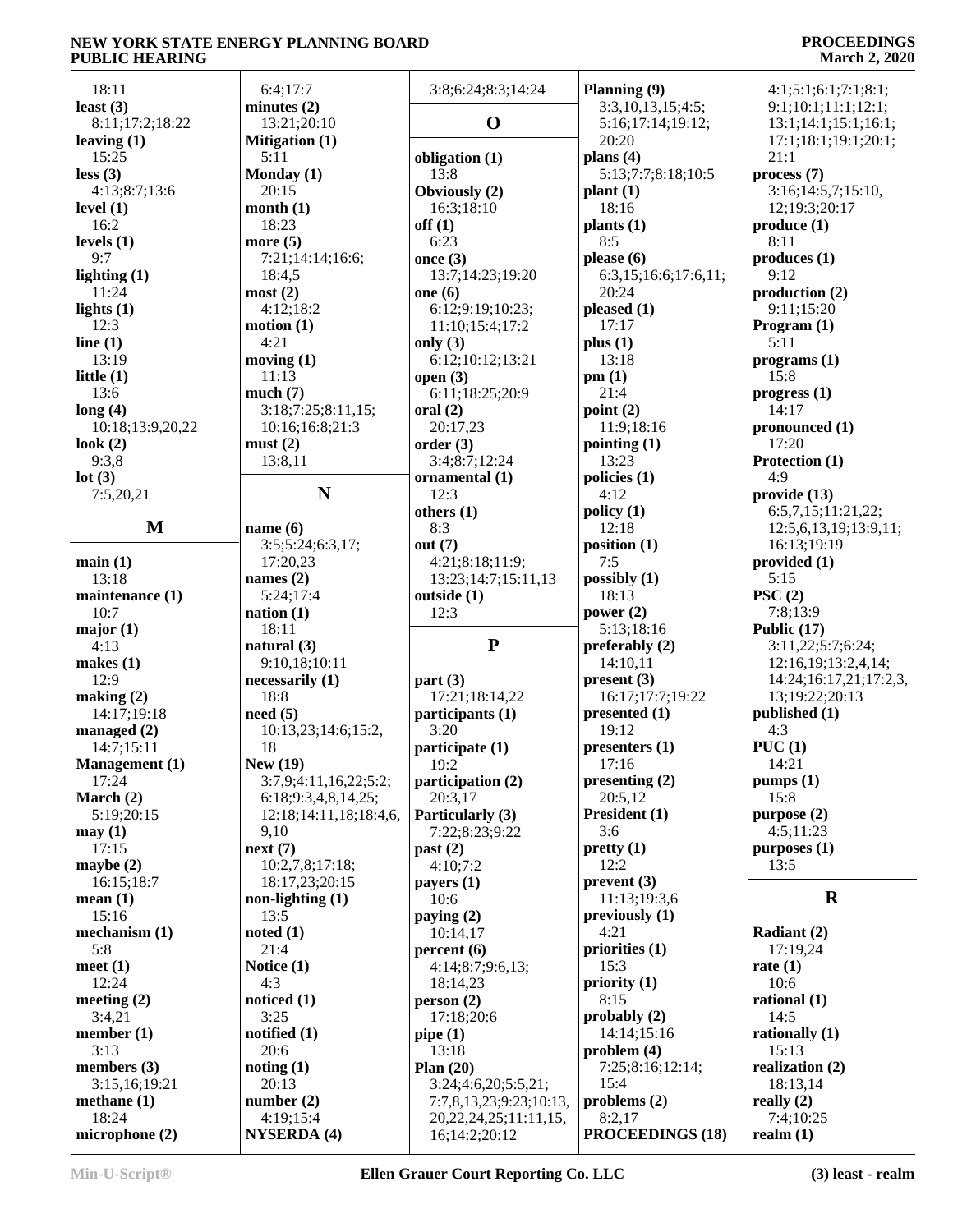18:11
**least (3)**
8:11;17:2;18:22
**leaving (1)**
15:25
**less (3)**
4:13;8:7;13:6
**level (1)**
16:2
**levels (1)**
9:7
**lighting (1)**
11:24
**lights (1)**
12:3
**line (1)**
13:19
**little (1)**
13:6
**long (4)**
10:18;13:9,20,22
**look (2)**
9:3,8
**lot (3)**
7:5,20,21

## M

**main (1)**
13:18
**maintenance (1)**
10:7
**major (1)**
4:13
**makes (1)**
12:9
**making (2)**
14:17;19:18
**managed (2)**
14:7;15:11
**Management (1)**
17:24
**March (2)**
5:19;20:15
**may (1)**
17:15
**maybe (2)**
16:15;18:7
**mean (1)**
15:16
**mechanism (1)**
5:8
**meet (1)**
12:24
**meeting (2)**
3:4,21
**member (1)**
3:13
**members (3)**
3:15,16;19:21
**methane (1)**
18:24
**microphone (2)**
6:4;17:7
**minutes (2)**
13:21;20:10
**Mitigation (1)**
5:11
**Monday (1)**
20:15
**month (1)**
18:23
**more (5)**
7:21;14:14;16:6;
18:4,5
**most (2)**
4:12;18:2
**motion (1)**
4:21
**moving (1)**
11:13
**much (7)**
3:18;7:25;8:11,15;
10:16;16:8;21:3
**must (2)**
13:8,11

## N

**name (6)**
3:5;5:24;6:3,17;
17:20,23
**names (2)**
5:24;17:4
**nation (1)**
18:11
**natural (3)**
9:10,18;10:11
**necessarily (1)**
18:8
**need (5)**
10:13,23;14:6;15:2,
18
**New (19)**
3:7,9;4:11,16,22;5:2;
6:18;9:3,4,8,14,25;
12:18;14:11,18;18:4,6,
9,10
**next (7)**
10:2,7,8;17:18;
18:17,23;20:15
**non-lighting (1)**
13:5
**noted (1)**
21:4
**Notice (1)**
4:3
**noticed (1)**
3:25
**notified (1)**
20:6
**noting (1)**
20:13
**number (2)**
4:19;15:4
**NYSERDA (4)**
3:8;6:24;8:3;14:24

## O

**obligation (1)**
13:8
**Obviously (2)**
16:3;18:10
**off (1)**
6:23
**once (3)**
13:7;14:23;19:20
**one (6)**
6:12;9:19;10:23;
11:10;15:4;17:2
**only (3)**
6:12;10:12;13:21
**open (3)**
6:11;18:25;20:9
**oral (2)**
20:17,23
**order (3)**
3:4;8:7;12:24
**ornamental (1)**
12:3
**others (1)**
8:3
**out (7)**
4:21;8:18;11:9;
13:23;14:7;15:11,13
**outside (1)**
12:3

## P

**part (3)**
17:21;18:14,22
**participants (1)**
3:20
**participate (1)**
19:2
**participation (2)**
20:3,17
**Particularly (3)**
7:22;8:23;9:22
**past (2)**
4:10;7:2
**payers (1)**
10:6
**paying (2)**
10:14,17
**percent (6)**
4:14;8:7;9:6,13;
18:14,23
**person (2)**
17:18;20:6
**pipe (1)**
13:18
**Plan (20)**
3:24;4:6,20;5:5,21;
7:7,8,13,23;9:23;10:13,
20,22,24,25;11:11,15,
16;14:2;20:12
**Planning (9)**
3:3,10,13,15;4:5;
5:16;17:14;19:12;
20:20
**plans (4)**
5:13;7:7;8:18;10:5
**plant (1)**
18:16
**plants (1)**
8:5
**please (6)**
6:3,15;16:6;17:6,11;
20:24
**pleased (1)**
17:17
**plus (1)**
13:18
**pm (1)**
21:4
**point (2)**
11:9;18:16
**pointing (1)**
13:23
**policies (1)**
4:12
**policy (1)**
12:18
**position (1)**
7:5
**possibly (1)**
18:13
**power (2)**
5:13;18:16
**preferably (2)**
14:10,11
**present (3)**
16:17;17:7;19:22
**presented (1)**
19:12
**presenters (1)**
17:16
**presenting (2)**
20:5,12
**President (1)**
3:6
**pretty (1)**
12:2
**prevent (3)**
11:13;19:3,6
**previously (1)**
4:21
**priorities (1)**
15:3
**priority (1)**
8:15
**probably (2)**
14:14;15:16
**problem (4)**
7:25;8:16;12:14;
15:4
**problems (2)**
8:2,17
**PROCEEDINGS (18)**
4:1;5:1;6:1;7:1;8:1;
9:1;10:1;11:1;12:1;
13:1;14:1;15:1;16:1;
17:1;18:1;19:1;20:1;
21:1
**process (7)**
3:16;14:5,7;15:10,
12;19:3;20:17
**produce (1)**
8:11
**produces (1)**
9:12
**production (2)**
9:11;15:20
**Program (1)**
5:11
**programs (1)**
15:8
**progress (1)**
14:17
**pronounced (1)**
17:20
**Protection (1)**
4:9
**provide (13)**
6:5,7,15;11:21,22;
12:5,6,13,19;13:9,11;
16:13;19:19
**provided (1)**
5:15
**PSC (2)**
7:8;13:9
**Public (17)**
3:11,22;5:7;6:24;
12:16,19;13:2,4,14;
14:24;16:17,21;17:2,3,
13;19:22;20:13
**published (1)**
4:3
**PUC (1)**
14:21
**pumps (1)**
15:8
**purpose (2)**
4:5;11:23
**purposes (1)**
13:5

## R

**Radiant (2)**
17:19,24
**rate (1)**
10:6
**rational (1)**
14:5
**rationally (1)**
15:13
**realization (2)**
18:13,14
**really (2)**
7:4;10:25
**realm (1)**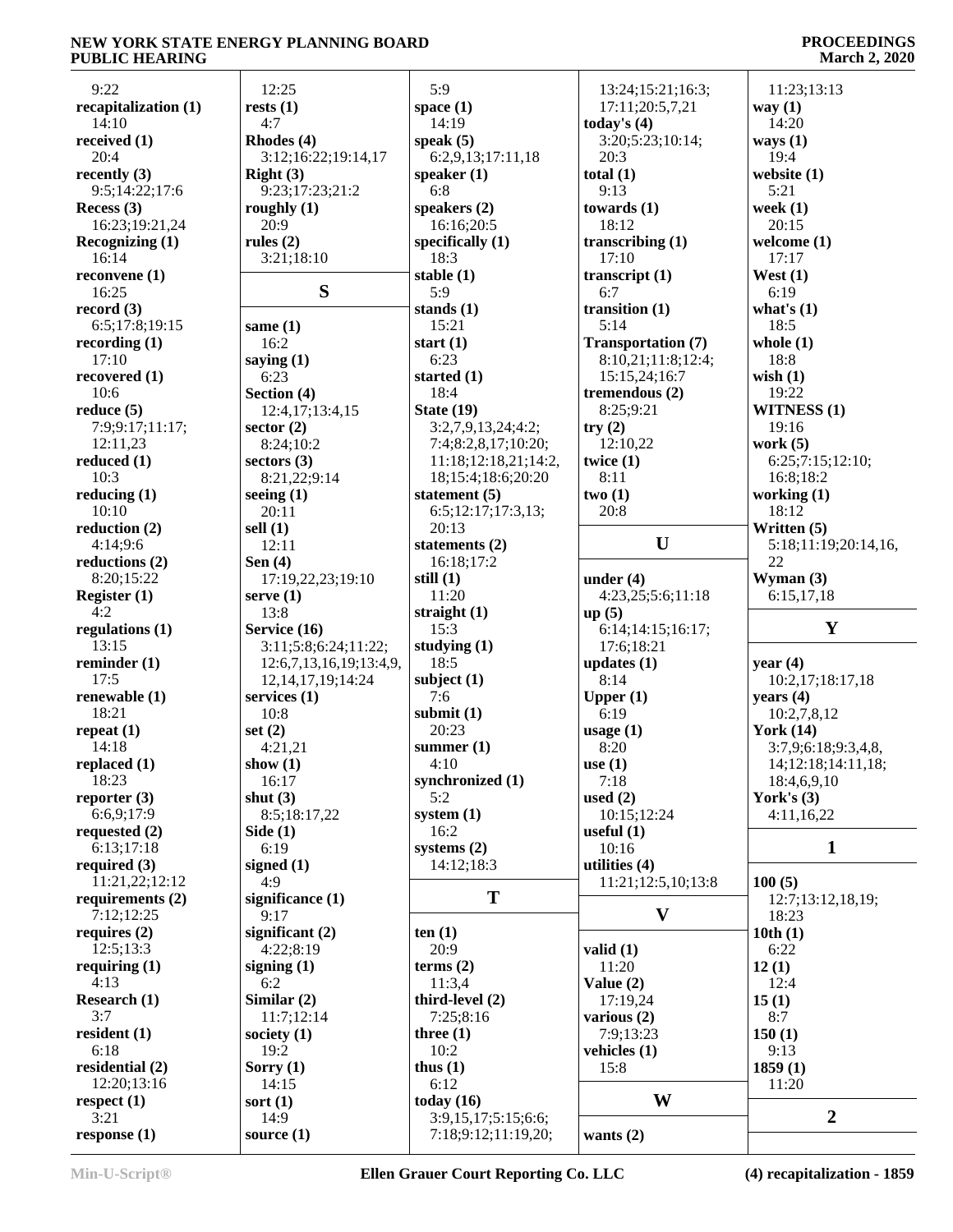9:22
**recapitalization (1)**
14:10
**received (1)**
20:4
**recently (3)**
9:5;14:22;17:6
**Recess (3)**
16:23;19:21,24
**Recognizing (1)**
16:14
**reconvene (1)**
16:25
**record (3)**
6:5;17:8;19:15
**recording (1)**
17:10
**recovered (1)**
10:6
**reduce (5)**
7:9;9:17;11:17;
12:11,23
**reduced (1)**
10:3
**reducing (1)**
10:10
**reduction (2)**
4:14;9:6
**reductions (2)**
8:20;15:22
**Register (1)**
4:2
**regulations (1)**
13:15
**reminder (1)**
17:5
**renewable (1)**
18:21
**repeat (1)**
14:18
**replaced (1)**
18:23
**reporter (3)**
6:6,9;17:9
**requested (2)**
6:13;17:18
**required (3)**
11:21,22;12:12
**requirements (2)**
7:12;12:25
**requires (2)**
12:5;13:3
**requiring (1)**
4:13
**Research (1)**
3:7
**resident (1)**
6:18
**residential (2)**
12:20;13:16
**respect (1)**
3:21
**response (1)**
12:25
**rests (1)**
4:7
**Rhodes (4)**
3:12;16:22;19:14,17
**Right (3)**
9:23;17:23;21:2
**roughly (1)**
20:9
**rules (2)**
3:21;18:10

## S

**same (1)**
16:2
**saying (1)**
6:23
**Section (4)**
12:4,17;13:4,15
**sector (2)**
8:24;10:2
**sectors (3)**
8:21,22;9:14
**seeing (1)**
20:11
**sell (1)**
12:11
**Sen (4)**
17:19,22,23;19:10
**serve (1)**
13:8
**Service (16)**
3:11;5:8;6:24;11:22;
12:6,7,13,16,19;13:4,9,
12,14,17,19;14:24
**services (1)**
10:8
**set (2)**
4:21,21
**show (1)**
16:17
**shut (3)**
8:5;18:17,22
**Side (1)**
6:19
**signed (1)**
4:9
**significance (1)**
9:17
**significant (2)**
4:22;8:19
**signing (1)**
6:2
**Similar (2)**
11:7;12:14
**society (1)**
19:2
**Sorry (1)**
14:15
**sort (1)**
14:9
**source (1)**
5:9
**space (1)**
14:19
**speak (5)**
6:2,9,13;17:11,18
**speaker (1)**
6:8
**speakers (2)**
16:16;20:5
**specifically (1)**
18:3
**stable (1)**
5:9
**stands (1)**
15:21
**start (1)**
6:23
**started (1)**
18:4
**State (19)**
3:2,7,9,13,24;4:2;
7:4;8:2,8,17;10:20;
11:18;12:18,21;14:2,
18;15:4;18:6;20:20
**statement (5)**
6:5;12:17;17:3,13;
20:13
**statements (2)**
16:18;17:2
**still (1)**
15:3
**straight (1)**
11:20
**studying (1)**
18:5
**subject (1)**
7:6
**submit (1)**
20:23
**summer (1)**
4:10
**synchronized (1)**
5:2
**system (1)**
16:2
**systems (2)**
14:12;18:3

## T

**ten (1)**
20:9
**terms (2)**
11:3,4
**third-level (2)**
7:25;8:16
**three (1)**
10:2
**thus (1)**
6:12
**today (16)**
3:9,15,17;5:15;6:6;
7:18;9:12;11:19,20;
13:24;15:21;16:3;
17:11;20:5,7,21
**today's (4)**
3:20;5:23;10:14;
20:3
**total (1)**
9:13
**towards (1)**
18:12
**transcribing (1)**
17:10
**transcript (1)**
6:7
**transition (1)**
5:14
**Transportation (7)**
8:10,21;11:8;12:4;
15:15,24;16:7
**tremendous (2)**
8:25;9:21
**try (2)**
12:10,22
**twice (1)**
8:11
**two (1)**
20:8

## U

**under (4)**
4:23,25;5:6;11:18
**up (5)**
6:14;14:15;16:17;
17:6;18:21
**updates (1)**
8:14
**Upper (1)**
6:19
**usage (1)**
8:20
**use (1)**
7:18
**used (2)**
10:15;12:24
**useful (1)**
10:16
**utilities (4)**
11:21;12:5,10;13:8

## V

**valid (1)**
11:20
**Value (2)**
17:19,24
**various (2)**
7:9;13:23
**vehicles (1)**
15:8

## W

**wants (2)**
11:23;13:13
**way (1)**
14:20
**ways (1)**
19:4
**website (1)**
5:21
**week (1)**
20:15
**welcome (1)**
17:17
**West (1)**
6:19
**what's (1)**
18:5
**whole (1)**
18:8
**wish (1)**
19:22
**WITNESS (1)**
19:16
**work (5)**
6:25;7:15;12:10;
16:8;18:2
**working (1)**
18:12
**Written (5)**
5:18;11:19;20:14,16,
22
**Wyman (3)**
6:15,17,18

## Y

**year (4)**
10:2,17;18:17,18
**years (4)**
10:2,7,8,12
**York (14)**
3:7,9;6:18;9:3,4,8,
14;12:18;14:11,18;
18:4,6,9,10
**York's (3)**
4:11,16,22

## 1

**100 (5)**
12:7;13:12,18,19;
18:23
**10th (1)**
6:22
**12 (1)**
12:4
**15 (1)**
8:7
**150 (1)**
9:13
**1859 (1)**
11:20

## 2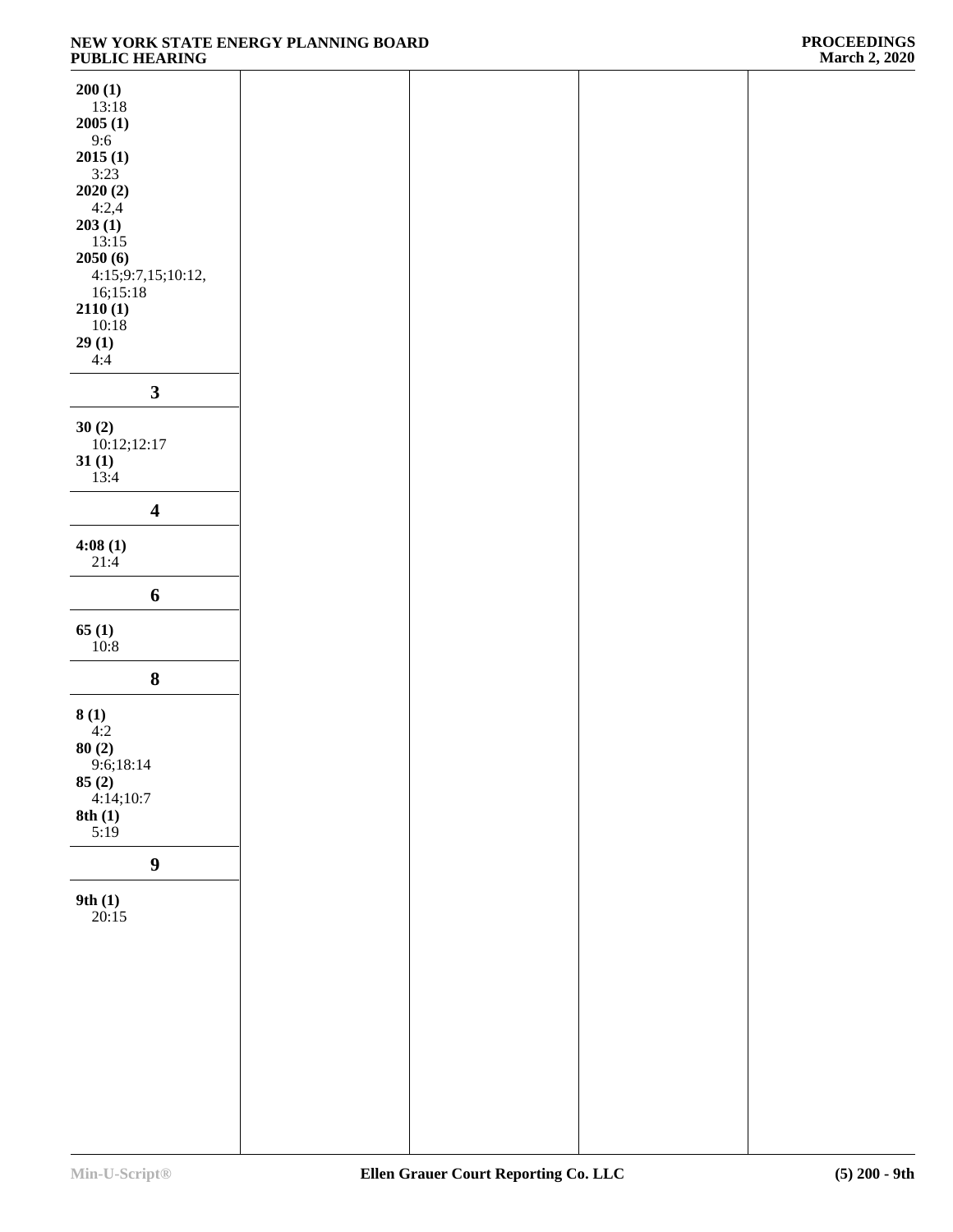**200 (1)**
13:18
**2005 (1)**
9:6
**2015 (1)**
3:23
**2020 (2)**
4:2,4
**203 (1)**
13:15
**2050 (6)**
4:15;9:7,15;10:12,
16;15:18
**2110 (1)**
10:18
**29 (1)**
4:4

## 3

**30 (2)**
10:12;12:17
**31 (1)**
13:4

## 4

**4:08 (1)**
21:4

## 6

**65 (1)**
10:8

## 8

**8 (1)**
4:2
**80 (2)**
9:6;18:14
**85 (2)**
4:14;10:7
**8th (1)**
5:19

## 9

**9th (1)**
20:15